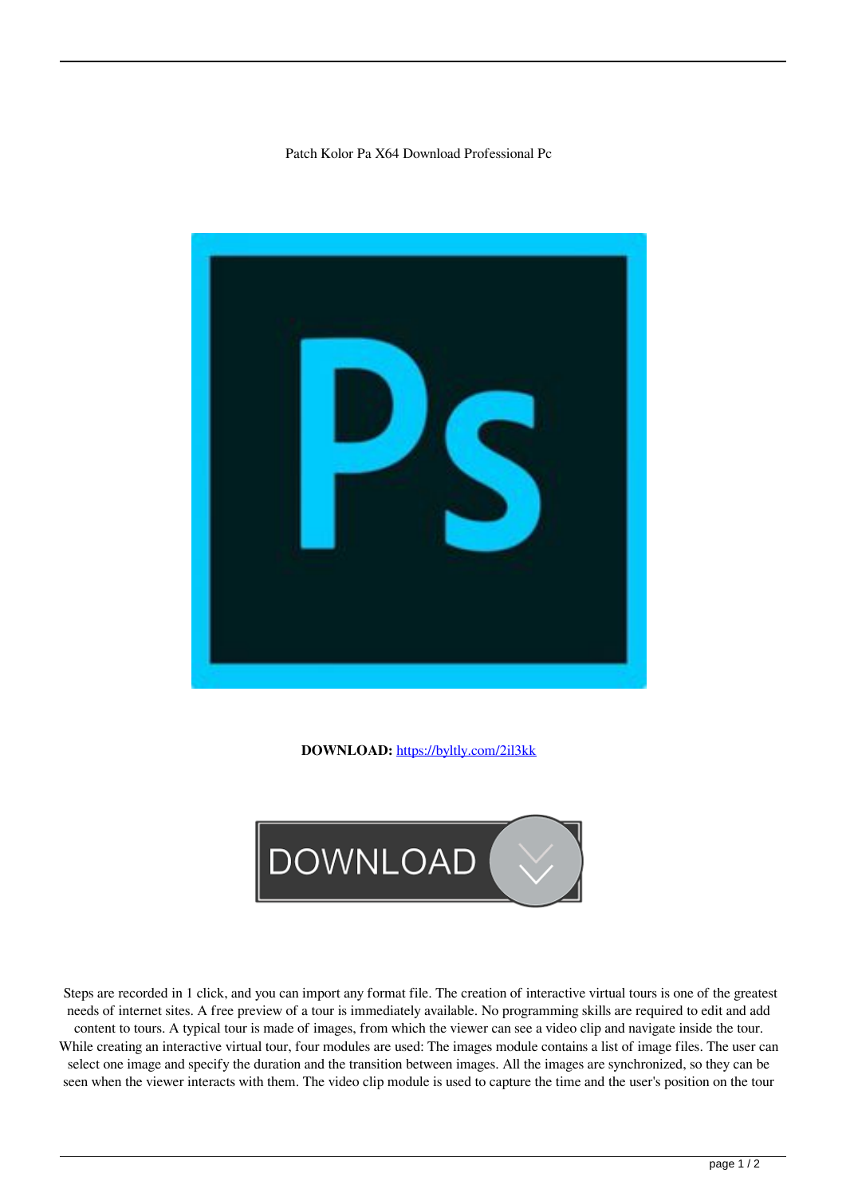Patch Kolor Pa X64 Download Professional Pc

**DOWNLOAD:** https://byltly.com/2il3kk

Steps are recorded in 1 click, and you can import any format file. The creation of interactive virtual tours is one of the greatest needs of internet sites. A free preview of a tour is immediately available. No programming skills are required to edit and add content to tours. A typical tour is made of images, from which the viewer can see a video clip and navigate inside the tour. While creating an interactive virtual tour, four modules are used: The images module contains a list of image files. The user can select one image and specify the duration and the transition between images. All the images are synchronized, so they can be seen when the viewer interacts with them. The video clip module is used to capture the time and the user's position on the tour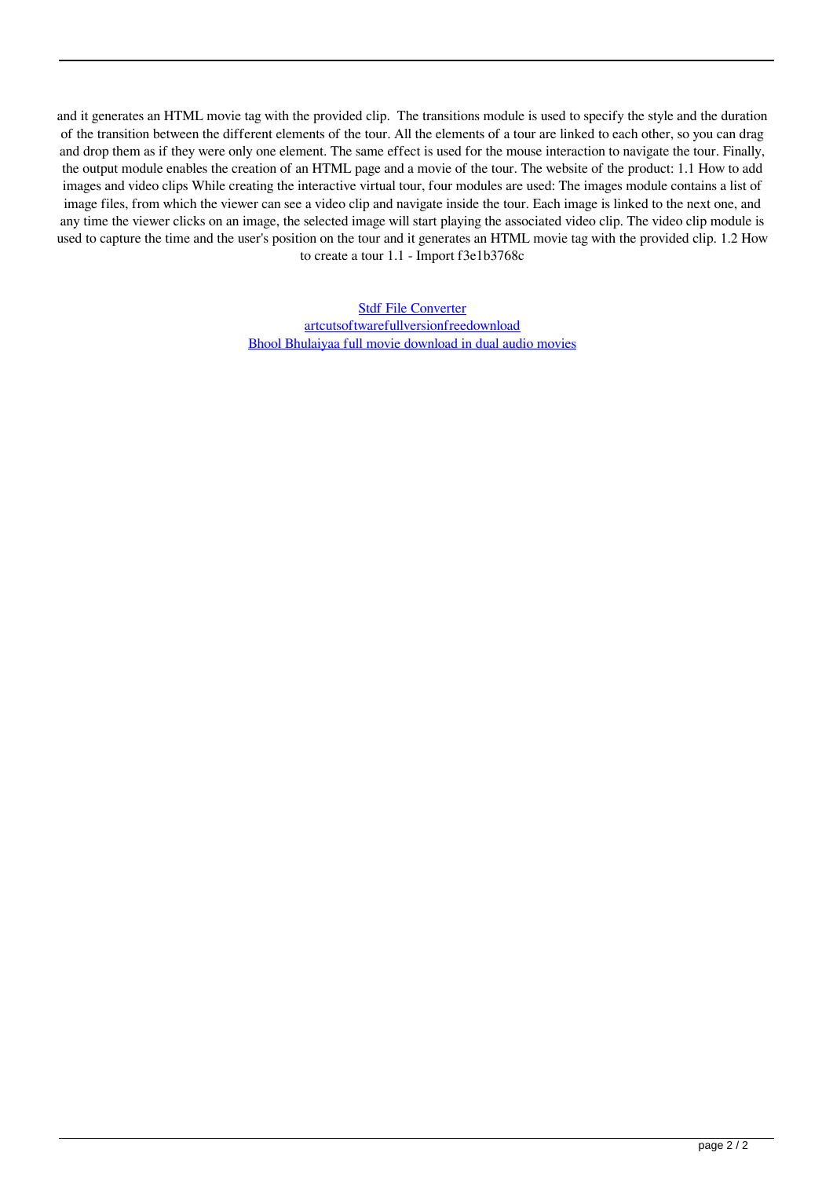and it generates an HTML movie tag with the provided clip. The transitions module is used to specify the style and the duration of the transition between the different elements of the tour. All the elements of a tour are linked to each other, so you can drag and drop them as if they were only one element. The same effect is used for the mouse interaction to navigate the tour. Finally, the output module enables the creation of an HTML page and a movie of the tour. The website of the product: 1.1 How to add images and video clips While creating the interactive virtual tour, four modules are used: The images module contains a list of image files, from which the viewer can see a video clip and navigate inside the tour. Each image is linked to the next one, and any time the viewer clicks on an image, the selected image will start playing the associated video clip. The video clip module is used to capture the time and the user's position on the tour and it generates an HTML movie tag with the provided clip. 1.2 How to create a tour 1.1 - Import f3e1b3768c

Stdf File Converter
artcutsoftwarefullversionfreedownload
Bhool Bhulaiyaa full movie download in dual audio movies